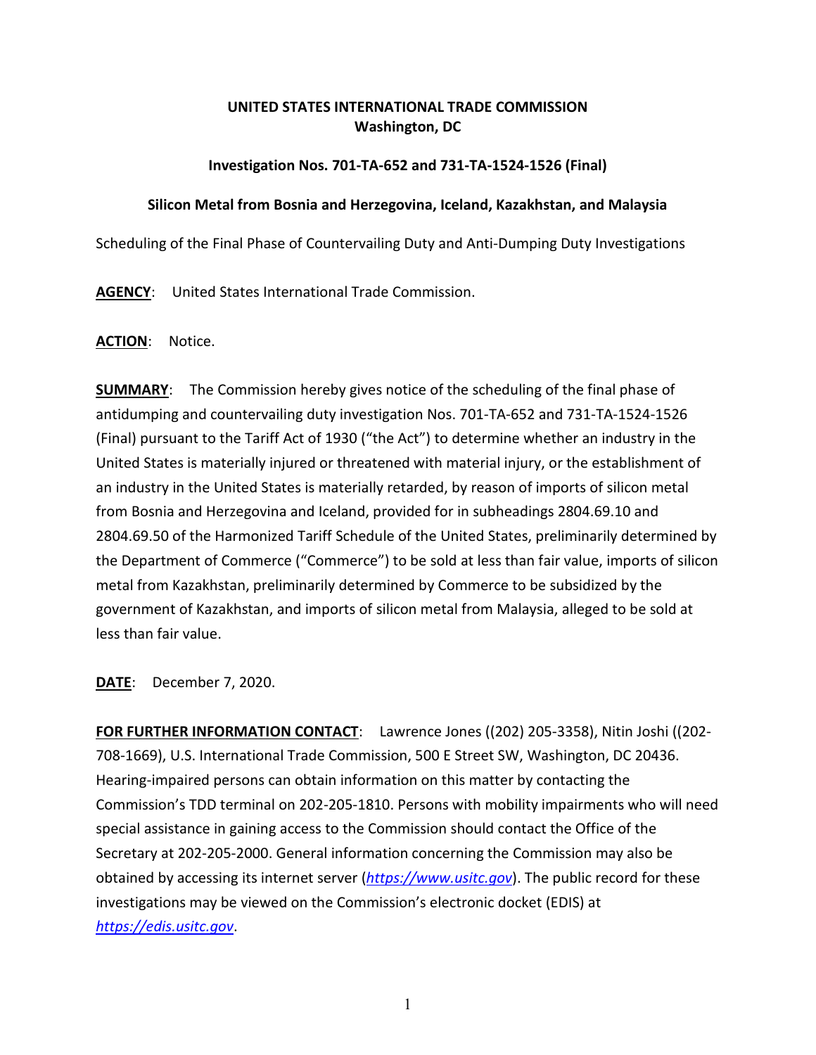**UNITED STATES INTERNATIONAL TRADE COMMISSION**
**Washington, DC**

**Investigation Nos. 701-TA-652 and 731-TA-1524-1526 (Final)**

**Silicon Metal from Bosnia and Herzegovina, Iceland, Kazakhstan, and Malaysia**

Scheduling of the Final Phase of Countervailing Duty and Anti-Dumping Duty Investigations

**AGENCY**: United States International Trade Commission.

**ACTION**: Notice.

**SUMMARY**: The Commission hereby gives notice of the scheduling of the final phase of antidumping and countervailing duty investigation Nos. 701-TA-652 and 731-TA-1524-1526 (Final) pursuant to the Tariff Act of 1930 ("the Act") to determine whether an industry in the United States is materially injured or threatened with material injury, or the establishment of an industry in the United States is materially retarded, by reason of imports of silicon metal from Bosnia and Herzegovina and Iceland, provided for in subheadings 2804.69.10 and 2804.69.50 of the Harmonized Tariff Schedule of the United States, preliminarily determined by the Department of Commerce ("Commerce") to be sold at less than fair value, imports of silicon metal from Kazakhstan, preliminarily determined by Commerce to be subsidized by the government of Kazakhstan, and imports of silicon metal from Malaysia, alleged to be sold at less than fair value.

**DATE**: December 7, 2020.

**FOR FURTHER INFORMATION CONTACT**: Lawrence Jones ((202) 205-3358), Nitin Joshi ((202-708-1669), U.S. International Trade Commission, 500 E Street SW, Washington, DC 20436. Hearing-impaired persons can obtain information on this matter by contacting the Commission's TDD terminal on 202-205-1810. Persons with mobility impairments who will need special assistance in gaining access to the Commission should contact the Office of the Secretary at 202-205-2000. General information concerning the Commission may also be obtained by accessing its internet server (*https://www.usitc.gov*). The public record for these investigations may be viewed on the Commission's electronic docket (EDIS) at *https://edis.usitc.gov*.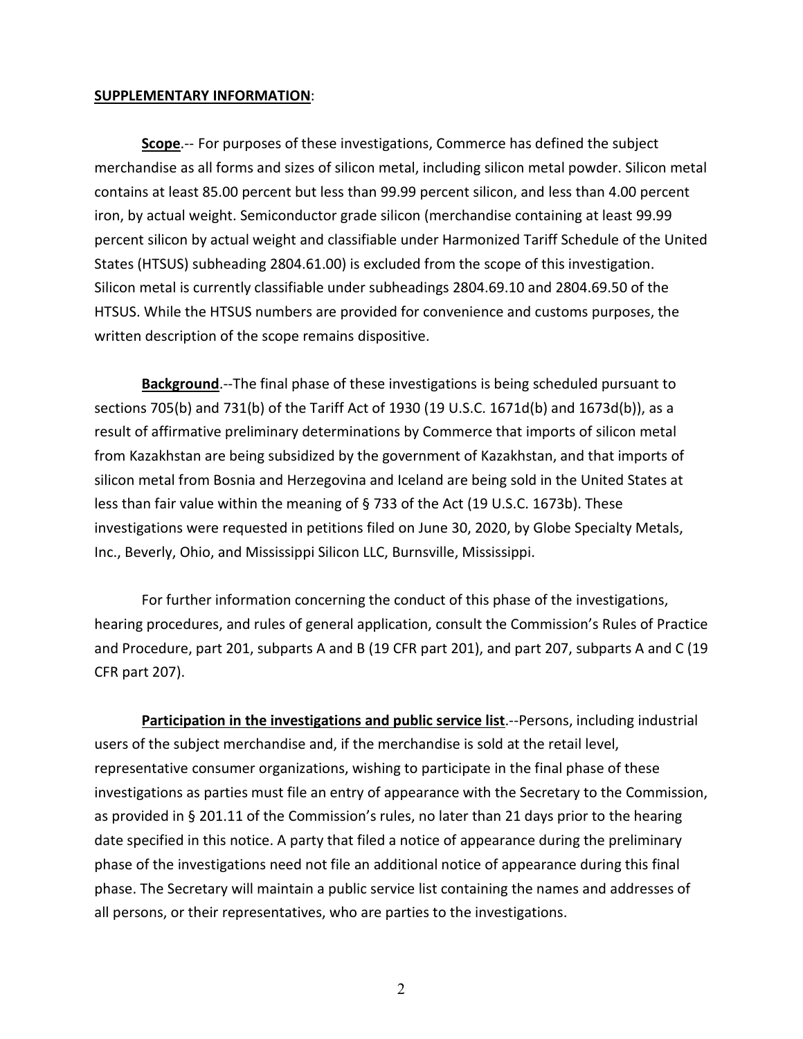**SUPPLEMENTARY INFORMATION**:

**Scope**.-- For purposes of these investigations, Commerce has defined the subject merchandise as all forms and sizes of silicon metal, including silicon metal powder. Silicon metal contains at least 85.00 percent but less than 99.99 percent silicon, and less than 4.00 percent iron, by actual weight. Semiconductor grade silicon (merchandise containing at least 99.99 percent silicon by actual weight and classifiable under Harmonized Tariff Schedule of the United States (HTSUS) subheading 2804.61.00) is excluded from the scope of this investigation. Silicon metal is currently classifiable under subheadings 2804.69.10 and 2804.69.50 of the HTSUS. While the HTSUS numbers are provided for convenience and customs purposes, the written description of the scope remains dispositive.

**Background**.--The final phase of these investigations is being scheduled pursuant to sections 705(b) and 731(b) of the Tariff Act of 1930 (19 U.S.C. 1671d(b) and 1673d(b)), as a result of affirmative preliminary determinations by Commerce that imports of silicon metal from Kazakhstan are being subsidized by the government of Kazakhstan, and that imports of silicon metal from Bosnia and Herzegovina and Iceland are being sold in the United States at less than fair value within the meaning of § 733 of the Act (19 U.S.C. 1673b). These investigations were requested in petitions filed on June 30, 2020, by Globe Specialty Metals, Inc., Beverly, Ohio, and Mississippi Silicon LLC, Burnsville, Mississippi.

For further information concerning the conduct of this phase of the investigations, hearing procedures, and rules of general application, consult the Commission's Rules of Practice and Procedure, part 201, subparts A and B (19 CFR part 201), and part 207, subparts A and C (19 CFR part 207).

**Participation in the investigations and public service list**.--Persons, including industrial users of the subject merchandise and, if the merchandise is sold at the retail level, representative consumer organizations, wishing to participate in the final phase of these investigations as parties must file an entry of appearance with the Secretary to the Commission, as provided in § 201.11 of the Commission's rules, no later than 21 days prior to the hearing date specified in this notice. A party that filed a notice of appearance during the preliminary phase of the investigations need not file an additional notice of appearance during this final phase. The Secretary will maintain a public service list containing the names and addresses of all persons, or their representatives, who are parties to the investigations.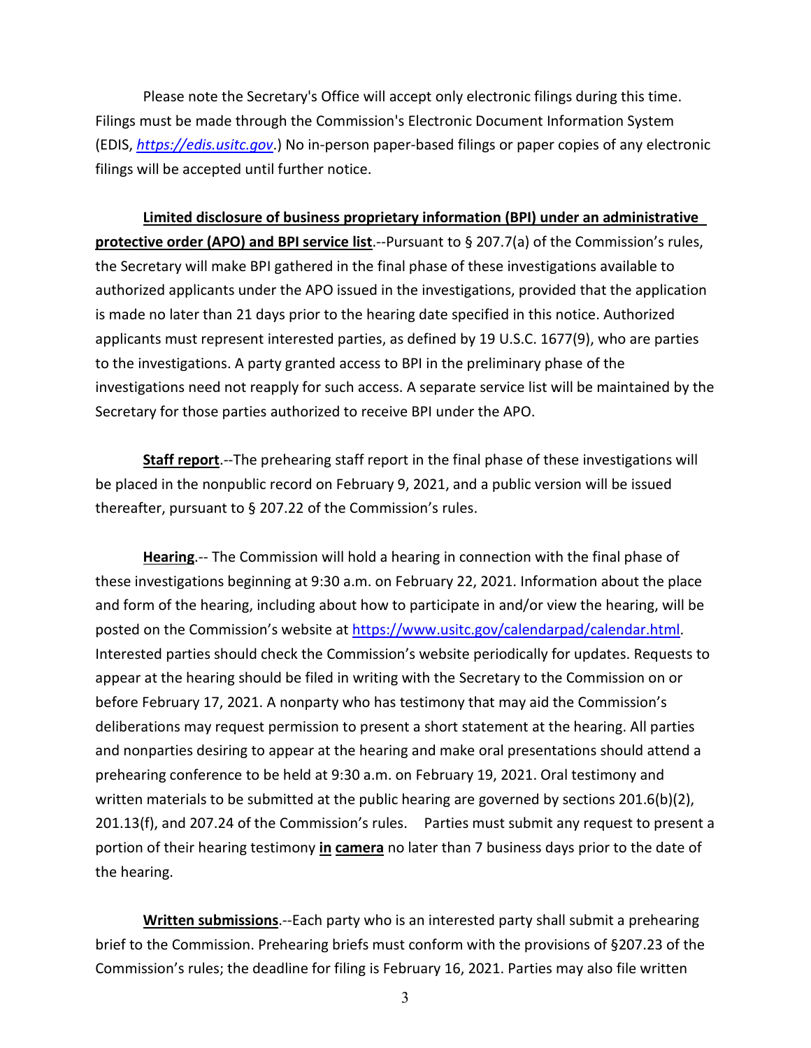Please note the Secretary's Office will accept only electronic filings during this time. Filings must be made through the Commission's Electronic Document Information System (EDIS, *https://edis.usitc.gov*.) No in-person paper-based filings or paper copies of any electronic filings will be accepted until further notice.

**Limited disclosure of business proprietary information (BPI) under an administrative protective order (APO) and BPI service list**.--Pursuant to § 207.7(a) of the Commission's rules, the Secretary will make BPI gathered in the final phase of these investigations available to authorized applicants under the APO issued in the investigations, provided that the application is made no later than 21 days prior to the hearing date specified in this notice. Authorized applicants must represent interested parties, as defined by 19 U.S.C. 1677(9), who are parties to the investigations. A party granted access to BPI in the preliminary phase of the investigations need not reapply for such access. A separate service list will be maintained by the Secretary for those parties authorized to receive BPI under the APO.

**Staff report**.--The prehearing staff report in the final phase of these investigations will be placed in the nonpublic record on February 9, 2021, and a public version will be issued thereafter, pursuant to § 207.22 of the Commission's rules.

**Hearing**.-- The Commission will hold a hearing in connection with the final phase of these investigations beginning at 9:30 a.m. on February 22, 2021. Information about the place and form of the hearing, including about how to participate in and/or view the hearing, will be posted on the Commission's website at https://www.usitc.gov/calendarpad/calendar.html. Interested parties should check the Commission's website periodically for updates. Requests to appear at the hearing should be filed in writing with the Secretary to the Commission on or before February 17, 2021. A nonparty who has testimony that may aid the Commission's deliberations may request permission to present a short statement at the hearing. All parties and nonparties desiring to appear at the hearing and make oral presentations should attend a prehearing conference to be held at 9:30 a.m. on February 19, 2021. Oral testimony and written materials to be submitted at the public hearing are governed by sections 201.6(b)(2), 201.13(f), and 207.24 of the Commission's rules. Parties must submit any request to present a portion of their hearing testimony **in camera** no later than 7 business days prior to the date of the hearing.

**Written submissions**.--Each party who is an interested party shall submit a prehearing brief to the Commission. Prehearing briefs must conform with the provisions of §207.23 of the Commission's rules; the deadline for filing is February 16, 2021. Parties may also file written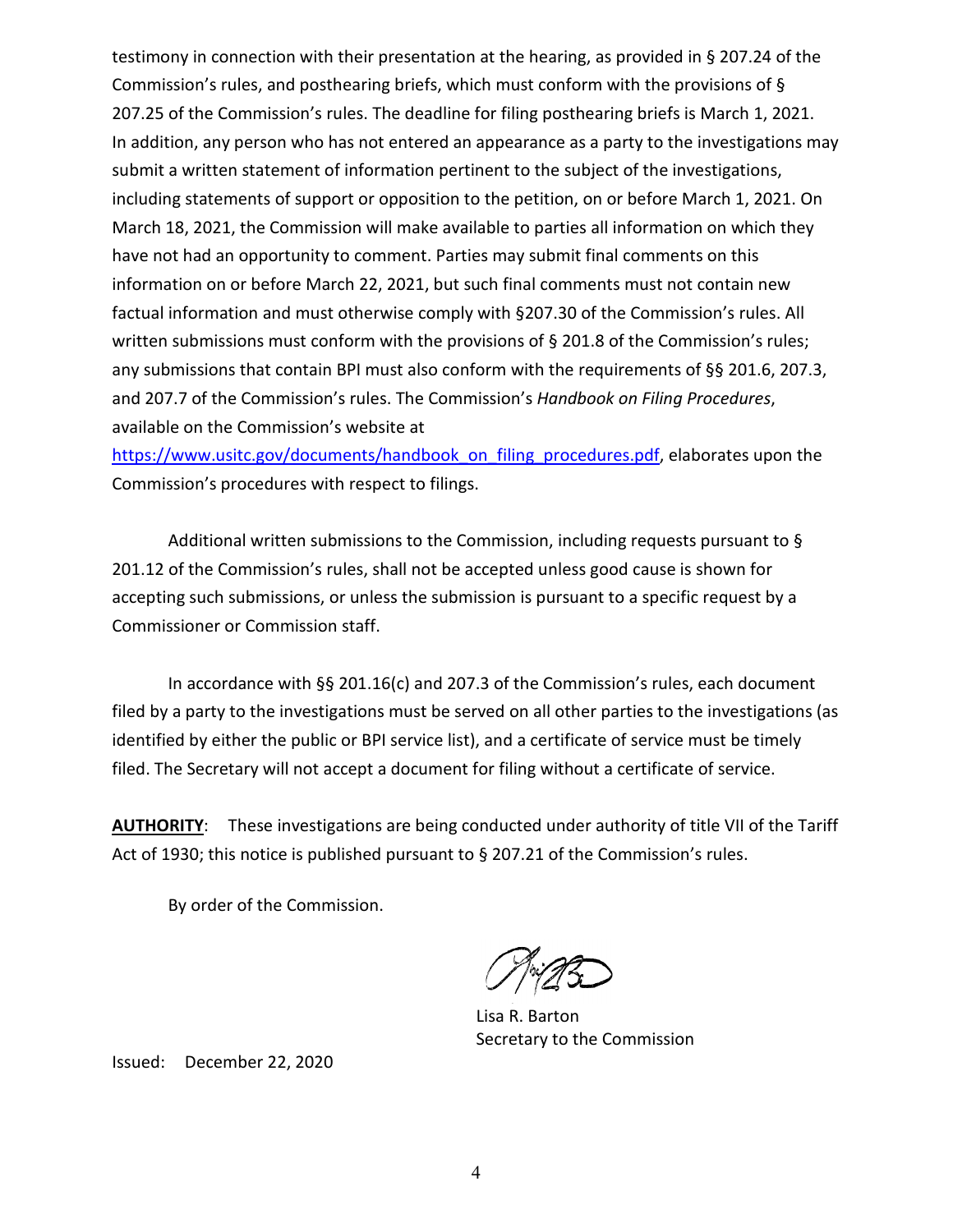testimony in connection with their presentation at the hearing, as provided in § 207.24 of the Commission's rules, and posthearing briefs, which must conform with the provisions of § 207.25 of the Commission's rules. The deadline for filing posthearing briefs is March 1, 2021. In addition, any person who has not entered an appearance as a party to the investigations may submit a written statement of information pertinent to the subject of the investigations, including statements of support or opposition to the petition, on or before March 1, 2021. On March 18, 2021, the Commission will make available to parties all information on which they have not had an opportunity to comment. Parties may submit final comments on this information on or before March 22, 2021, but such final comments must not contain new factual information and must otherwise comply with §207.30 of the Commission's rules. All written submissions must conform with the provisions of § 201.8 of the Commission's rules; any submissions that contain BPI must also conform with the requirements of §§ 201.6, 207.3, and 207.7 of the Commission's rules. The Commission's *Handbook on Filing Procedures*, available on the Commission's website at https://www.usitc.gov/documents/handbook_on_filing_procedures.pdf, elaborates upon the Commission's procedures with respect to filings.

Additional written submissions to the Commission, including requests pursuant to § 201.12 of the Commission's rules, shall not be accepted unless good cause is shown for accepting such submissions, or unless the submission is pursuant to a specific request by a Commissioner or Commission staff.

In accordance with §§ 201.16(c) and 207.3 of the Commission's rules, each document filed by a party to the investigations must be served on all other parties to the investigations (as identified by either the public or BPI service list), and a certificate of service must be timely filed. The Secretary will not accept a document for filing without a certificate of service.

**AUTHORITY**: These investigations are being conducted under authority of title VII of the Tariff Act of 1930; this notice is published pursuant to § 207.21 of the Commission's rules.

By order of the Commission.

Lisa R. Barton
Secretary to the Commission

Issued: December 22, 2020